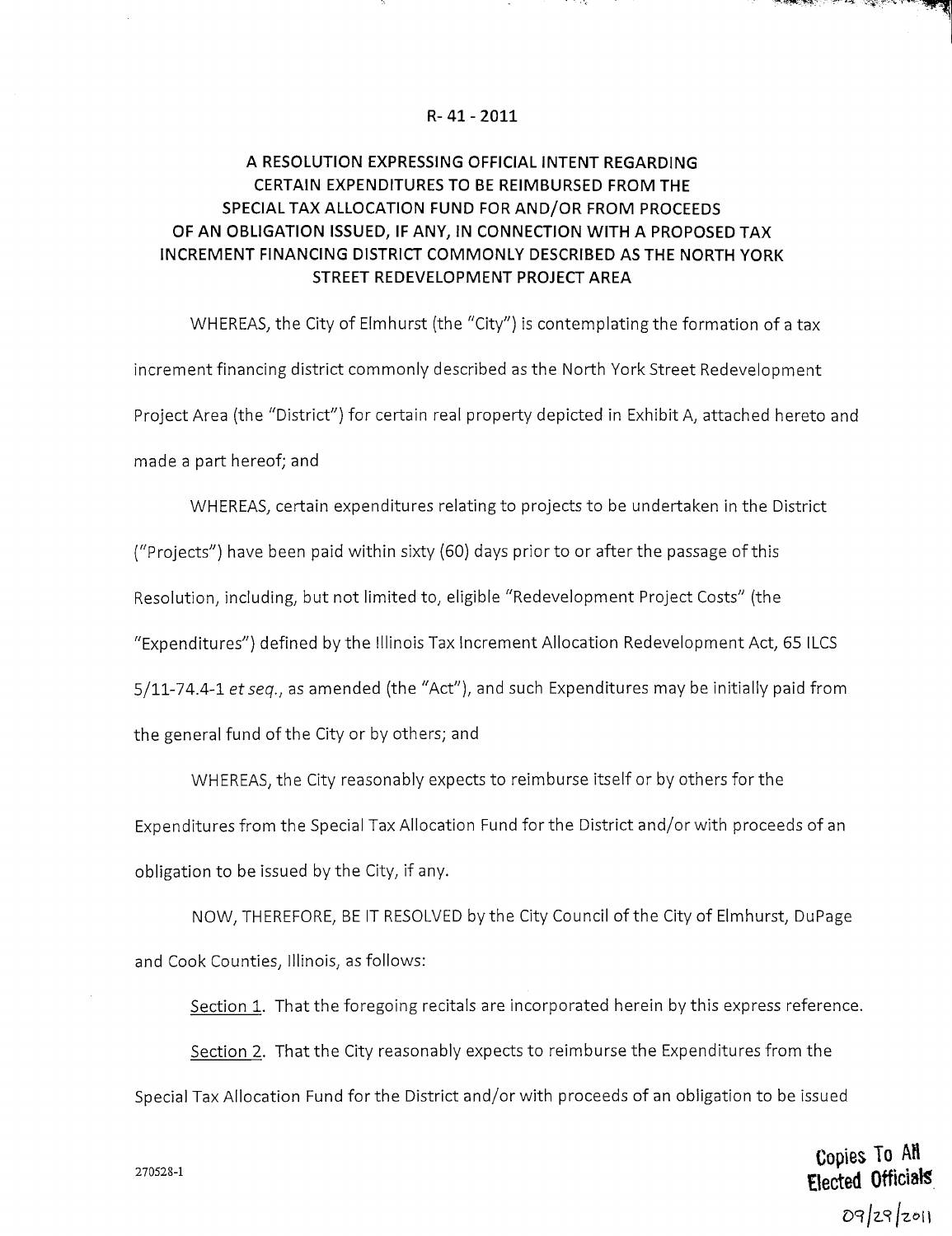R- 41 - 2011

# A RESOLUTION EXPRESSING OFFICIAL INTENT REGARDING CERTAIN EXPENDITURES TO BE REIMBURSED FROM THE SPECIAL TAX ALLOCATION FUND FOR AND/OR FROM PROCEEDS OF AN OBLIGATION ISSUED, IF ANY, IN CONNECTION WITH A PROPOSED TAX INCREMENT FINANCING DISTRICT COMMONLY DESCRIBED AS THE NORTH YORK STREET REDEVELOPMENT PROJECT AREA

WHEREAS, the City of Elmhurst (the "City") is contemplating the formation of a tax increment financing district commonly described as the North York Street Redevelopment Project Area (the "District") for certain real property depicted in Exhibit A, attached hereto and made a part hereof; and

WHEREAS, certain expenditures relating to projects to be undertaken in the District ("Projects") have been paid within sixty (60) days prior to or after the passage of this Resolution, including, but not limited to, eligible "Redevelopment Project Costs" (the "Expenditures") defined by the Illinois Tax Increment Allocation Redevelopment Act, 65 ILCS 5/11-74.4-1 *et seq.*, as amended (the "Act"), and such Expenditures may be initially paid from the general fund of the City or by others; and

WHEREAS, the City reasonably expects to reimburse itself or by others for the Expenditures from the Special Tax Allocation Fund for the District and/or with proceeds of an obligation to be issued by the City, if any.

NOW, THEREFORE, BE IT RESOLVED by the City Council of the City of Elmhurst, DuPage and Cook Counties, Illinois, as follows:

Section 1. That the foregoing recitals are incorporated herein by this express reference.

Section 2. That the City reasonably expects to reimburse the Expenditures from the Special Tax Allocation Fund for the District and/or with proceeds of an obligation to be issued

270528-1

Copies To All Elected Officials 09/29/2011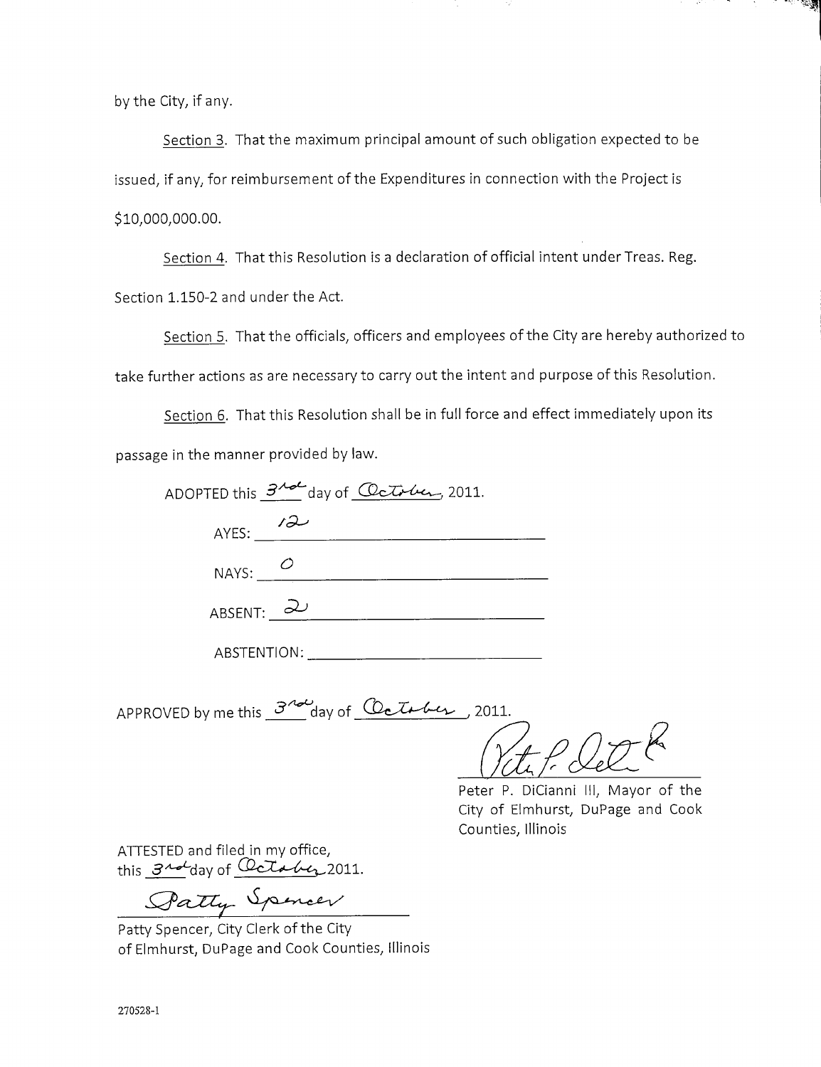by the City, if any.

Section 3. That the maximum principal amount of such obligation expected to be issued, if any, for reimbursement of the Expenditures in connection with the Project is $10,000,000.00.

Section 4. That this Resolution is a declaration of official intent under Treas. Reg. Section 1.150-2 and under the Act.

Section 5. That the officials, officers and employees of the City are hereby authorized to take further actions as are necessary to carry out the intent and purpose of this Resolution.

Section 6. That this Resolution shall be in full force and effect immediately upon its passage in the manner provided by law.

ADOPTED this 3rd day of October, 2011.

AYES: 12

NAYS: 0

ABSENT: 2

ABSTENTION: ____________________

APPROVED by me this 3rd day of October, 2011.

Peter P. DiCianni III, Mayor of the City of Elmhurst, DuPage and Cook Counties, Illinois

ATTESTED and filed in my office, this 3rd day of October 2011.

Patty Spencer

Patty Spencer, City Clerk of the City of Elmhurst, DuPage and Cook Counties, Illinois

270528-1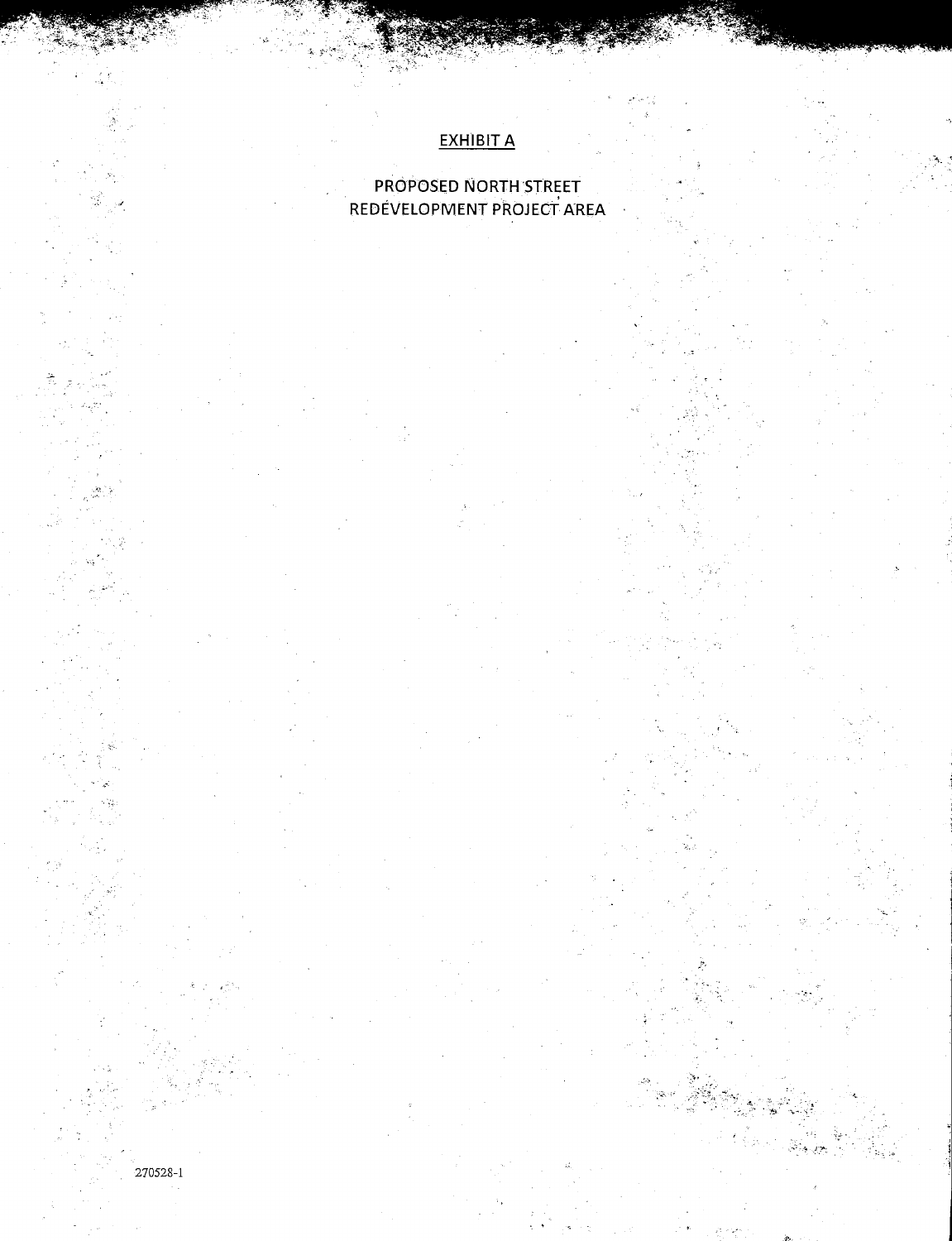## EXHIBIT A

## PROPOSED NORTH STREET REDEVELOPMENT PROJECT AREA

270528-1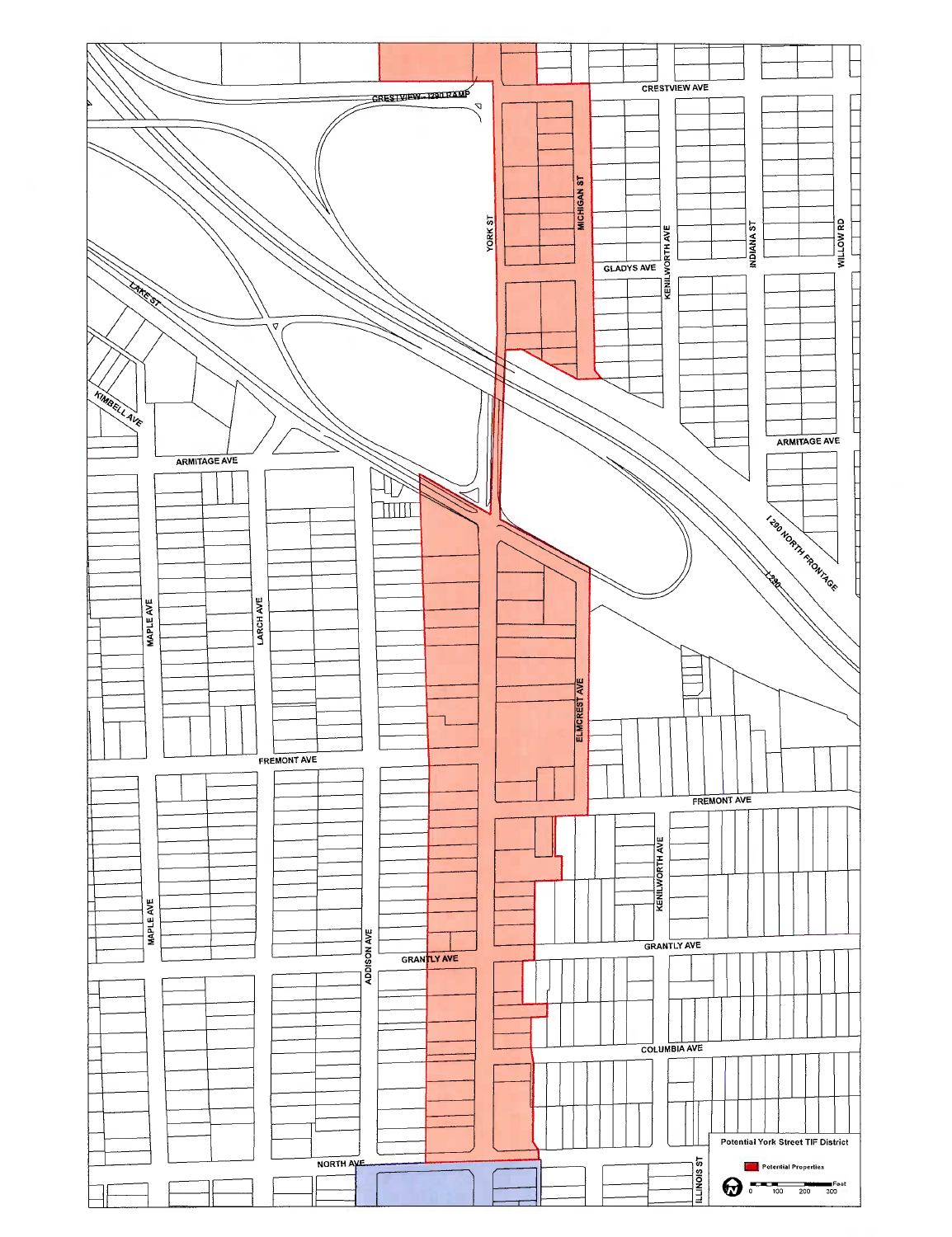CRESTVIEW - I290 RAMP

CRESTVIEW AVE

YORK ST

MICHIGAN ST

GLADYS AVE

KENILWORTH AVE

INDIANA ST

WILLOW RD

LAKE ST

KIMBELL AVE

ARMITAGE AVE

ARMITAGE AVE

I 290 NORTH FRONTAGE

I-290

MAPLE AVE

LARCH AVE

ELMCREST AVE

FREMONT AVE

FREMONT AVE

KENILWORTH AVE

MAPLE AVE

ADDISON AVE

GRANTLY AVE

GRANTLY AVE

COLUMBIA AVE

NORTH AVE

ILLINOIS ST

Potential York Street TIF District

Potential Properties

Feet

0 100 200 300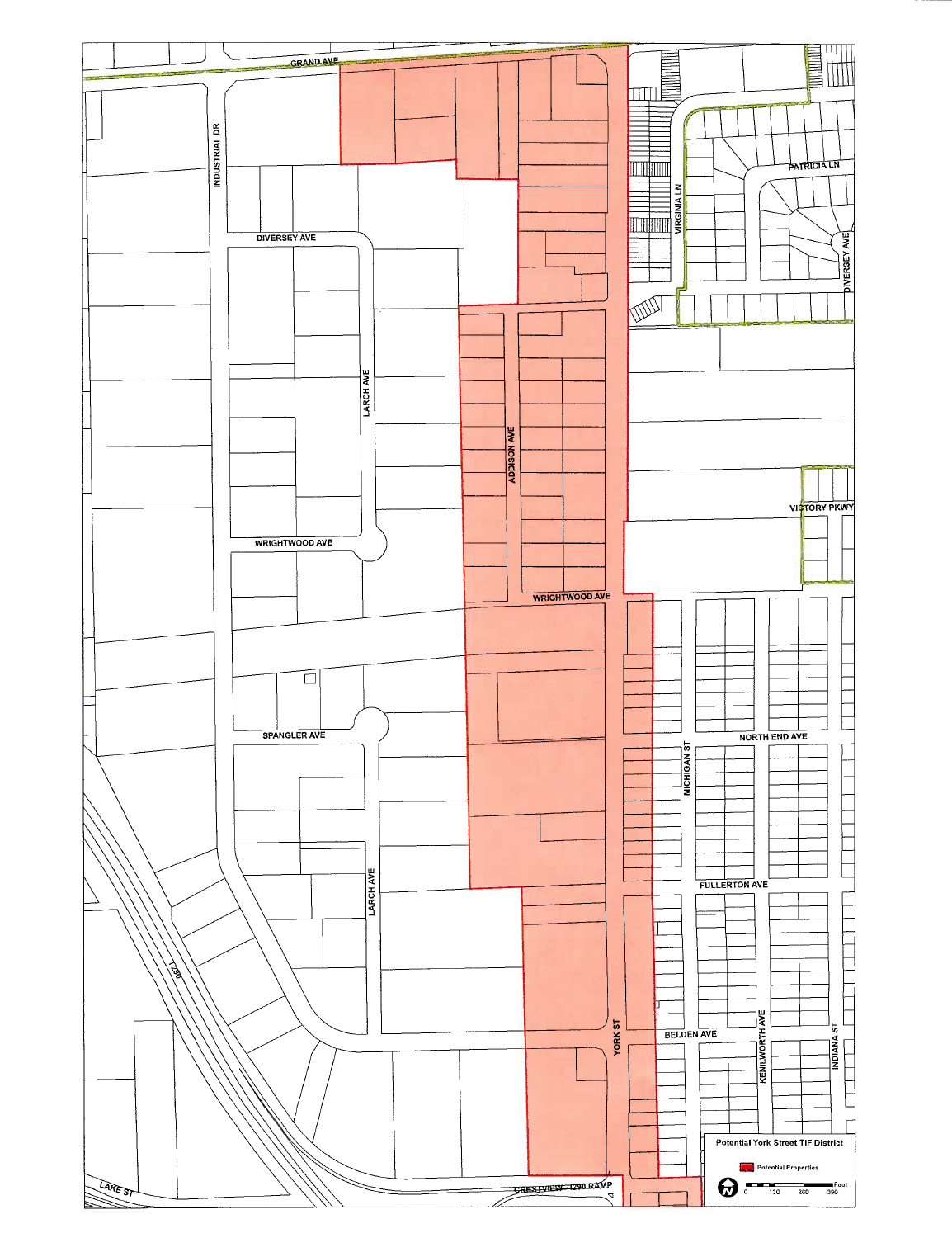GRAND AVE

INDUSTRIAL DR

DIVERSEY AVE

LARCH AVE

ADDISON AVE

WRIGHTWOOD AVE

WRIGHTWOOD AVE

SPANGLER AVE

LARCH AVE

I-290

LAKE ST

CRESTVIEW - I290 RAMP

YORK ST

VIRGINIA LN

PATRICIA LN

DIVERSEY AVE

VICTORY PKWY

NORTH END AVE

MICHIGAN ST

FULLERTON AVE

BELDEN AVE

KENILWORTH AVE

INDIANA ST

**Potential York Street TIF District**

Potential Properties

0 130 260 390 Feet